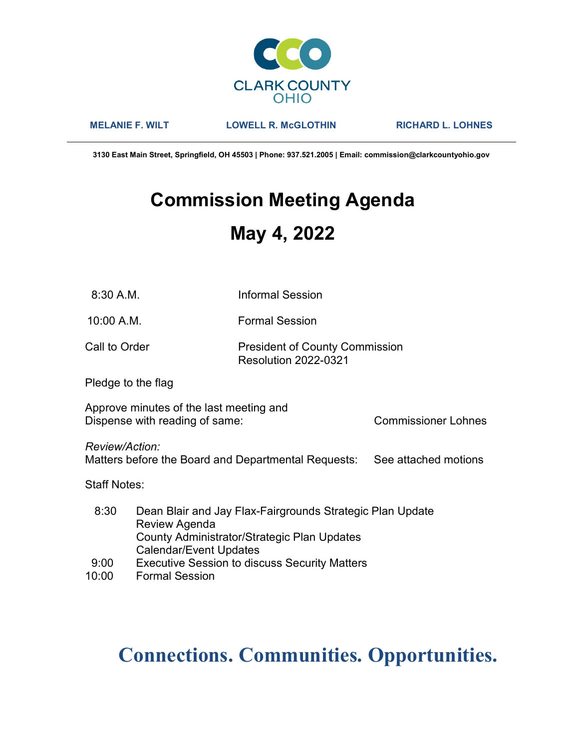CLARK COUNTY
OHIO

**MELANIE F. WILT** **LOWELL R. McGLOTHIN** **RICHARD L. LOHNES**

---

**3130 East Main Street, Springfield, OH 45503 | Phone: 937.521.2005 | Email: commission@clarkcountyohio.gov**

# Commission Meeting Agenda

# May 4, 2022

| | |
|---|---|
| 8:30 A.M. | Informal Session |
| 10:00 A.M. | Formal Session |
| Call to Order | President of County Commission<br>Resolution 2022-0321 |

Pledge to the flag

Approve minutes of the last meeting and
Dispense with reading of same: Commissioner Lohnes

*Review/Action:*
Matters before the Board and Departmental Requests: See attached motions

Staff Notes:

| | |
|---|---|
| 8:30 | Dean Blair and Jay Flax-Fairgrounds Strategic Plan Update<br>Review Agenda<br>County Administrator/Strategic Plan Updates<br>Calendar/Event Updates |
| 9:00 | Executive Session to discuss Security Matters |
| 10:00 | Formal Session |

**Connections. Communities. Opportunities.**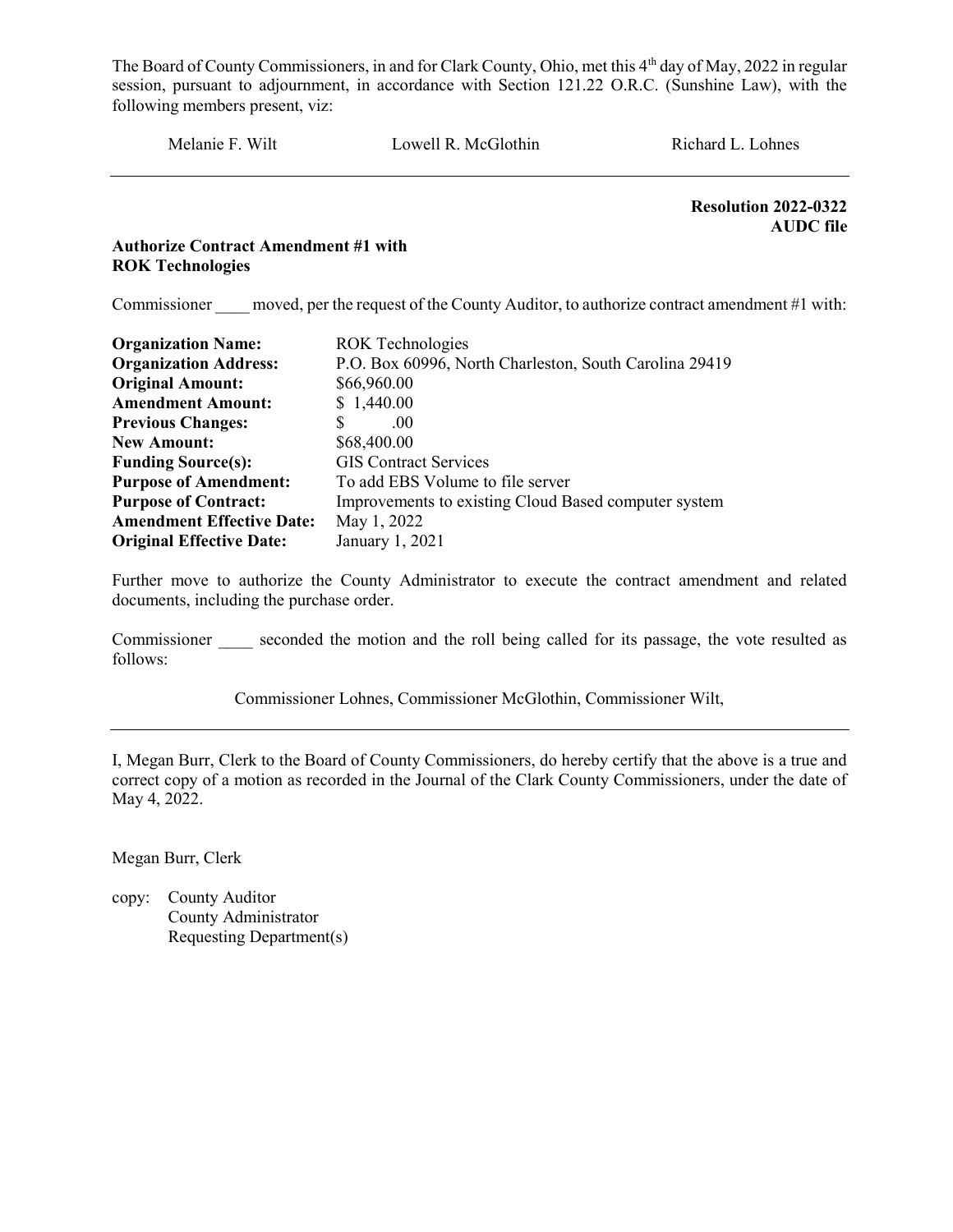The Board of County Commissioners, in and for Clark County, Ohio, met this 4th day of May, 2022 in regular session, pursuant to adjournment, in accordance with Section 121.22 O.R.C. (Sunshine Law), with the following members present, viz:

Melanie F. Wilt Lowell R. McGlothin Richard L. Lohnes

---

**Resolution 2022-0322**
**AUDC file**

**Authorize Contract Amendment #1 with ROK Technologies**

Commissioner ____ moved, per the request of the County Auditor, to authorize contract amendment #1 with:

| | |
|---|---|
| **Organization Name:** | ROK Technologies |
| **Organization Address:** | P.O. Box 60996, North Charleston, South Carolina 29419 |
| **Original Amount:** | $66,960.00 |
| **Amendment Amount:** | $ 1,440.00 |
| **Previous Changes:** | $ .00 |
| **New Amount:** | $68,400.00 |
| **Funding Source(s):** | GIS Contract Services |
| **Purpose of Amendment:** | To add EBS Volume to file server |
| **Purpose of Contract:** | Improvements to existing Cloud Based computer system |
| **Amendment Effective Date:** | May 1, 2022 |
| **Original Effective Date:** | January 1, 2021 |

Further move to authorize the County Administrator to execute the contract amendment and related documents, including the purchase order.

Commissioner ____ seconded the motion and the roll being called for its passage, the vote resulted as follows:

Commissioner Lohnes, Commissioner McGlothin, Commissioner Wilt,

---

I, Megan Burr, Clerk to the Board of County Commissioners, do hereby certify that the above is a true and correct copy of a motion as recorded in the Journal of the Clark County Commissioners, under the date of May 4, 2022.

Megan Burr, Clerk

copy: County Auditor
County Administrator
Requesting Department(s)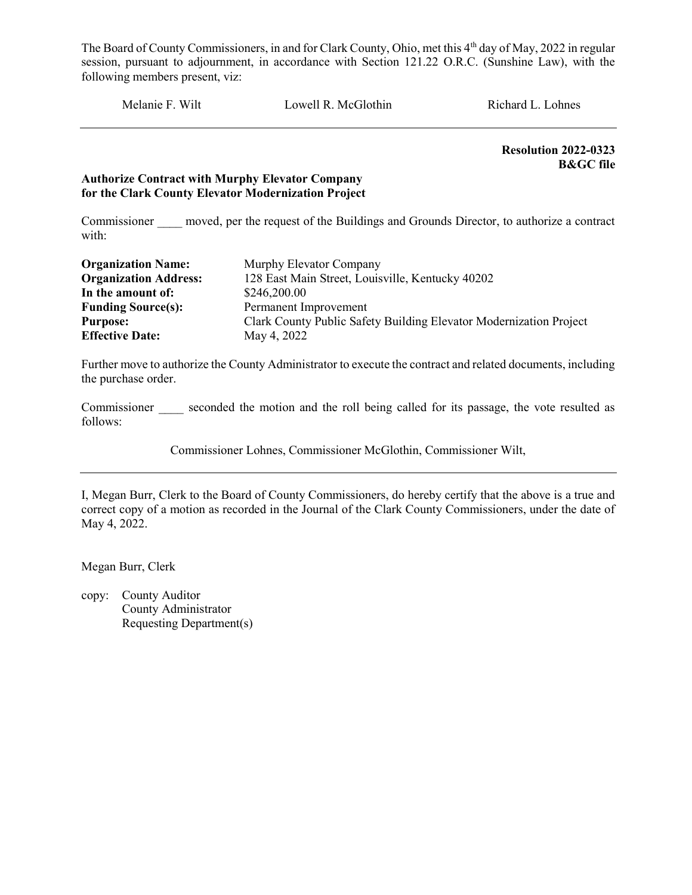The Board of County Commissioners, in and for Clark County, Ohio, met this 4th day of May, 2022 in regular session, pursuant to adjournment, in accordance with Section 121.22 O.R.C. (Sunshine Law), with the following members present, viz:

Melanie F. Wilt     Lowell R. McGlothin     Richard L. Lohnes

---

**Resolution 2022-0323**
**B&GC file**

**Authorize Contract with Murphy Elevator Company**
**for the Clark County Elevator Modernization Project**

Commissioner ____ moved, per the request of the Buildings and Grounds Director, to authorize a contract with:

| | |
|---|---|
| **Organization Name:** | Murphy Elevator Company |
| **Organization Address:** | 128 East Main Street, Louisville, Kentucky 40202 |
| **In the amount of:** | $246,200.00 |
| **Funding Source(s):** | Permanent Improvement |
| **Purpose:** | Clark County Public Safety Building Elevator Modernization Project |
| **Effective Date:** | May 4, 2022 |

Further move to authorize the County Administrator to execute the contract and related documents, including the purchase order.

Commissioner ____ seconded the motion and the roll being called for its passage, the vote resulted as follows:

Commissioner Lohnes, Commissioner McGlothin, Commissioner Wilt,

---

I, Megan Burr, Clerk to the Board of County Commissioners, do hereby certify that the above is a true and correct copy of a motion as recorded in the Journal of the Clark County Commissioners, under the date of May 4, 2022.

Megan Burr, Clerk

copy: County Auditor
County Administrator
Requesting Department(s)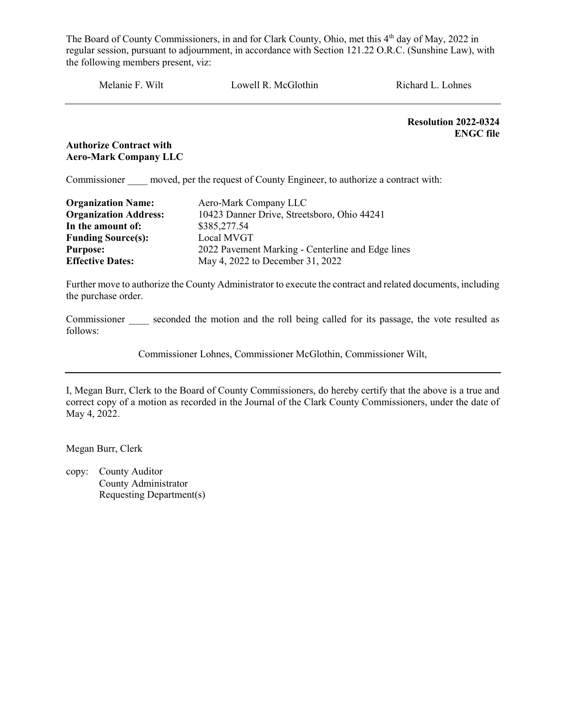The Board of County Commissioners, in and for Clark County, Ohio, met this 4th day of May, 2022 in regular session, pursuant to adjournment, in accordance with Section 121.22 O.R.C. (Sunshine Law), with the following members present, viz:

Melanie F. Wilt    Lowell R. McGlothin    Richard L. Lohnes

---

**Resolution 2022-0324**
**ENGC file**

**Authorize Contract with**
**Aero-Mark Company LLC**

Commissioner ____ moved, per the request of County Engineer, to authorize a contract with:

| | |
|---|---|
| **Organization Name:** | Aero-Mark Company LLC |
| **Organization Address:** | 10423 Danner Drive, Streetsboro, Ohio 44241 |
| **In the amount of:** | $385,277.54 |
| **Funding Source(s):** | Local MVGT |
| **Purpose:** | 2022 Pavement Marking - Centerline and Edge lines |
| **Effective Dates:** | May 4, 2022 to December 31, 2022 |

Further move to authorize the County Administrator to execute the contract and related documents, including the purchase order.

Commissioner ____ seconded the motion and the roll being called for its passage, the vote resulted as follows:

Commissioner Lohnes, Commissioner McGlothin, Commissioner Wilt,

---

I, Megan Burr, Clerk to the Board of County Commissioners, do hereby certify that the above is a true and correct copy of a motion as recorded in the Journal of the Clark County Commissioners, under the date of May 4, 2022.

Megan Burr, Clerk

copy: County Auditor
County Administrator
Requesting Department(s)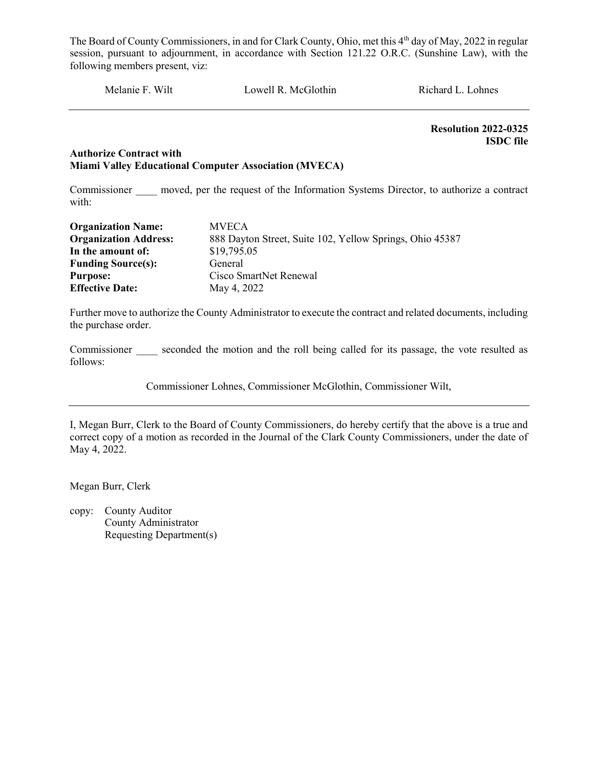The Board of County Commissioners, in and for Clark County, Ohio, met this 4th day of May, 2022 in regular session, pursuant to adjournment, in accordance with Section 121.22 O.R.C. (Sunshine Law), with the following members present, viz:

Melanie F. Wilt        Lowell R. McGlothin        Richard L. Lohnes

---

**Resolution 2022-0325**
**ISDC file**

**Authorize Contract with**
**Miami Valley Educational Computer Association (MVECA)**

Commissioner ____ moved, per the request of the Information Systems Director, to authorize a contract with:

| | |
|---|---|
| **Organization Name:** | MVECA |
| **Organization Address:** | 888 Dayton Street, Suite 102, Yellow Springs, Ohio 45387 |
| **In the amount of:** | $19,795.05 |
| **Funding Source(s):** | General |
| **Purpose:** | Cisco SmartNet Renewal |
| **Effective Date:** | May 4, 2022 |

Further move to authorize the County Administrator to execute the contract and related documents, including the purchase order.

Commissioner ____ seconded the motion and the roll being called for its passage, the vote resulted as follows:

Commissioner Lohnes, Commissioner McGlothin, Commissioner Wilt,

---

I, Megan Burr, Clerk to the Board of County Commissioners, do hereby certify that the above is a true and correct copy of a motion as recorded in the Journal of the Clark County Commissioners, under the date of May 4, 2022.

Megan Burr, Clerk

copy: County Auditor
County Administrator
Requesting Department(s)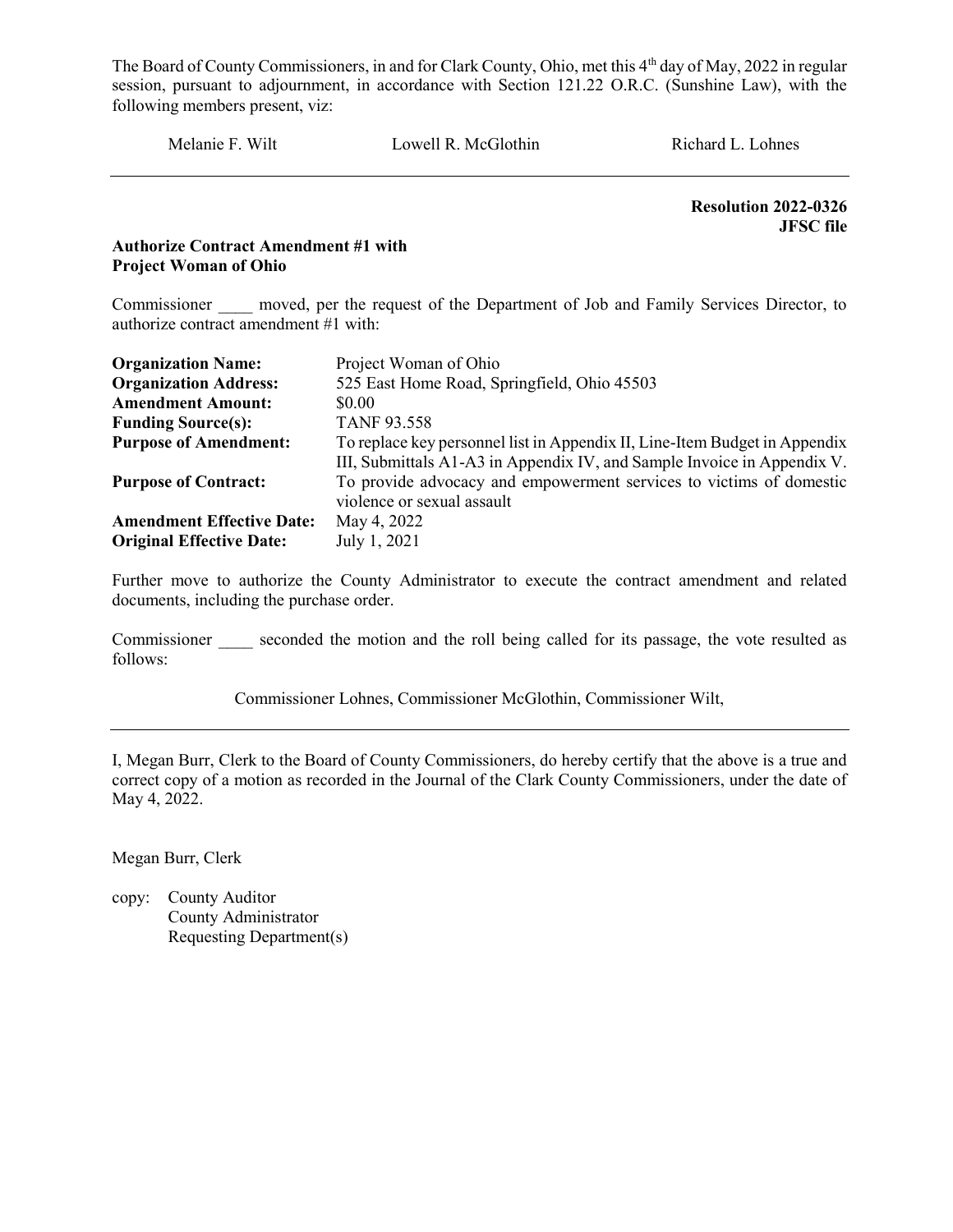The Board of County Commissioners, in and for Clark County, Ohio, met this 4th day of May, 2022 in regular session, pursuant to adjournment, in accordance with Section 121.22 O.R.C. (Sunshine Law), with the following members present, viz:

Melanie F. Wilt Lowell R. McGlothin Richard L. Lohnes

---

**Resolution 2022-0326**
**JFSC file**

**Authorize Contract Amendment #1 with Project Woman of Ohio**

Commissioner ____ moved, per the request of the Department of Job and Family Services Director, to authorize contract amendment #1 with:

| | |
|---|---|
| **Organization Name:** | Project Woman of Ohio |
| **Organization Address:** | 525 East Home Road, Springfield, Ohio 45503 |
| **Amendment Amount:** | $0.00 |
| **Funding Source(s):** | TANF 93.558 |
| **Purpose of Amendment:** | To replace key personnel list in Appendix II, Line-Item Budget in Appendix III, Submittals A1-A3 in Appendix IV, and Sample Invoice in Appendix V. |
| **Purpose of Contract:** | To provide advocacy and empowerment services to victims of domestic violence or sexual assault |
| **Amendment Effective Date:** | May 4, 2022 |
| **Original Effective Date:** | July 1, 2021 |

Further move to authorize the County Administrator to execute the contract amendment and related documents, including the purchase order.

Commissioner ____ seconded the motion and the roll being called for its passage, the vote resulted as follows:

Commissioner Lohnes, Commissioner McGlothin, Commissioner Wilt,

---

I, Megan Burr, Clerk to the Board of County Commissioners, do hereby certify that the above is a true and correct copy of a motion as recorded in the Journal of the Clark County Commissioners, under the date of May 4, 2022.

Megan Burr, Clerk

copy: County Auditor
County Administrator
Requesting Department(s)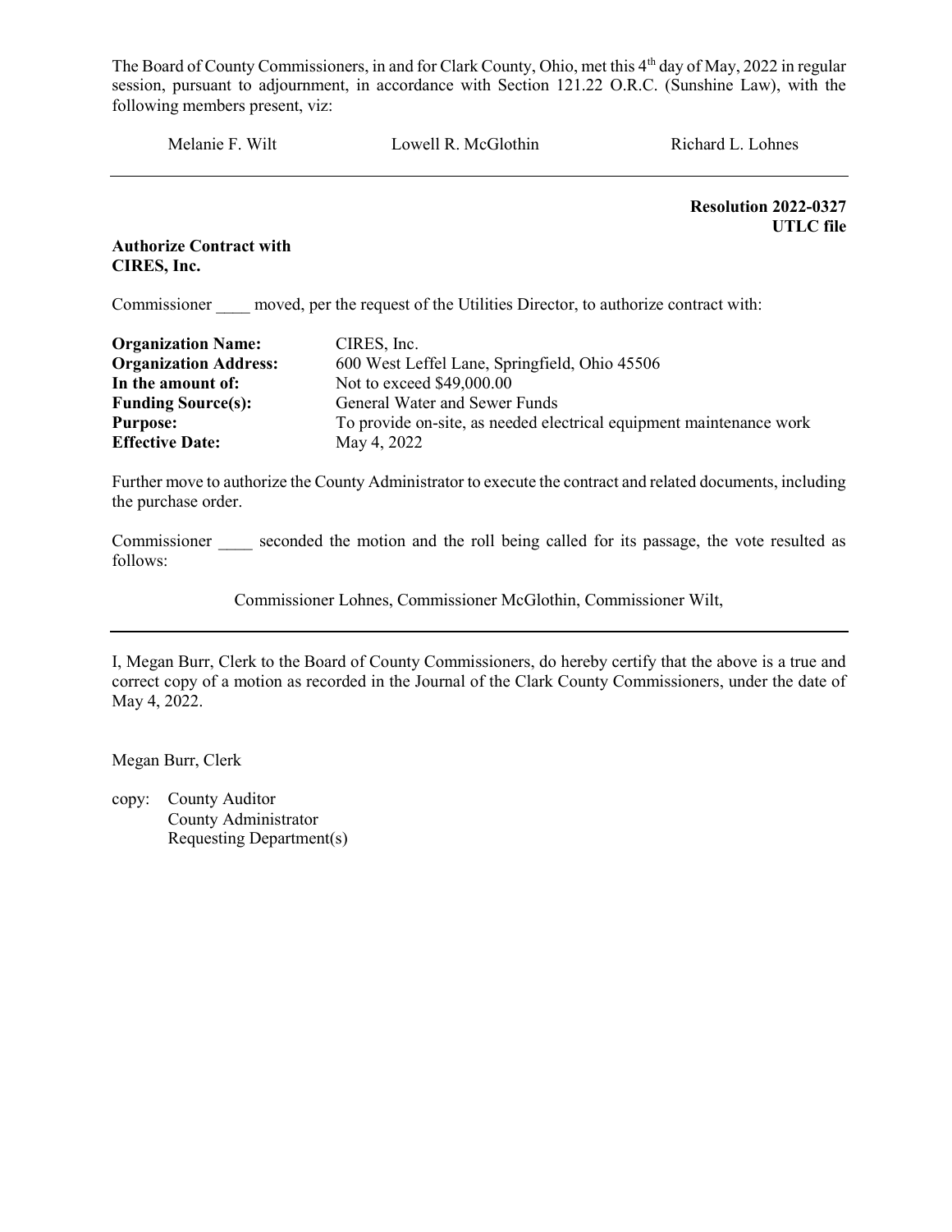The Board of County Commissioners, in and for Clark County, Ohio, met this 4th day of May, 2022 in regular session, pursuant to adjournment, in accordance with Section 121.22 O.R.C. (Sunshine Law), with the following members present, viz:

Melanie F. Wilt  Lowell R. McGlothin  Richard L. Lohnes

---

**Resolution 2022-0327**
**UTLC file**

**Authorize Contract with CIRES, Inc.**

Commissioner ____ moved, per the request of the Utilities Director, to authorize contract with:

| | |
|---|---|
| **Organization Name:** | CIRES, Inc. |
| **Organization Address:** | 600 West Leffel Lane, Springfield, Ohio 45506 |
| **In the amount of:** | Not to exceed $49,000.00 |
| **Funding Source(s):** | General Water and Sewer Funds |
| **Purpose:** | To provide on-site, as needed electrical equipment maintenance work |
| **Effective Date:** | May 4, 2022 |

Further move to authorize the County Administrator to execute the contract and related documents, including the purchase order.

Commissioner ____ seconded the motion and the roll being called for its passage, the vote resulted as follows:

Commissioner Lohnes, Commissioner McGlothin, Commissioner Wilt,

---

I, Megan Burr, Clerk to the Board of County Commissioners, do hereby certify that the above is a true and correct copy of a motion as recorded in the Journal of the Clark County Commissioners, under the date of May 4, 2022.

Megan Burr, Clerk

copy: County Auditor
County Administrator
Requesting Department(s)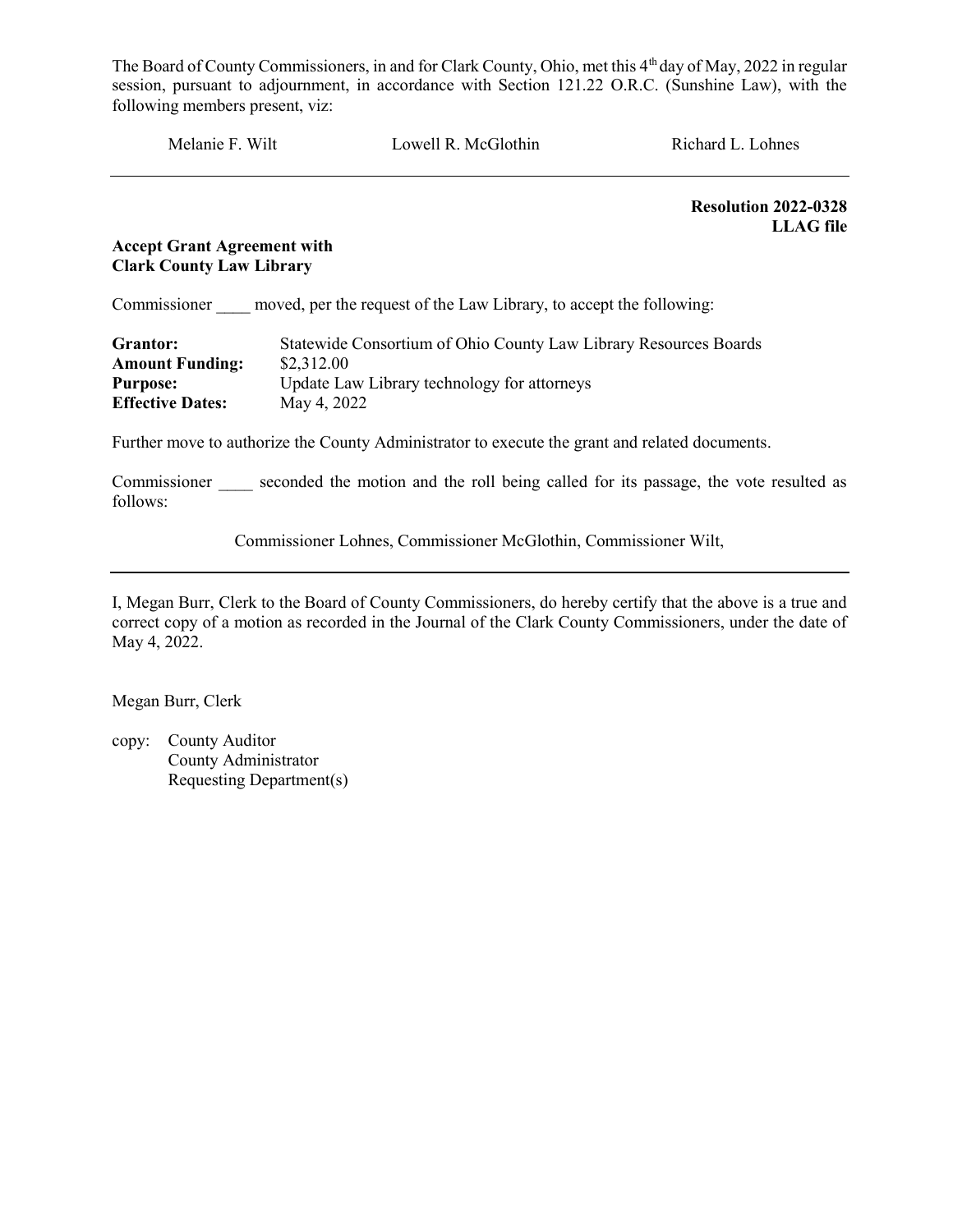The Board of County Commissioners, in and for Clark County, Ohio, met this 4th day of May, 2022 in regular session, pursuant to adjournment, in accordance with Section 121.22 O.R.C. (Sunshine Law), with the following members present, viz:

Melanie F. Wilt  Lowell R. McGlothin  Richard L. Lohnes

---

**Resolution 2022-0328**
**LLAG file**

**Accept Grant Agreement with**
**Clark County Law Library**

Commissioner ____ moved, per the request of the Law Library, to accept the following:

| | |
|---|---|
| **Grantor:** | Statewide Consortium of Ohio County Law Library Resources Boards |
| **Amount Funding:** | $2,312.00 |
| **Purpose:** | Update Law Library technology for attorneys |
| **Effective Dates:** | May 4, 2022 |

Further move to authorize the County Administrator to execute the grant and related documents.

Commissioner ____ seconded the motion and the roll being called for its passage, the vote resulted as follows:

Commissioner Lohnes, Commissioner McGlothin, Commissioner Wilt,

---

I, Megan Burr, Clerk to the Board of County Commissioners, do hereby certify that the above is a true and correct copy of a motion as recorded in the Journal of the Clark County Commissioners, under the date of May 4, 2022.

Megan Burr, Clerk

copy: County Auditor
County Administrator
Requesting Department(s)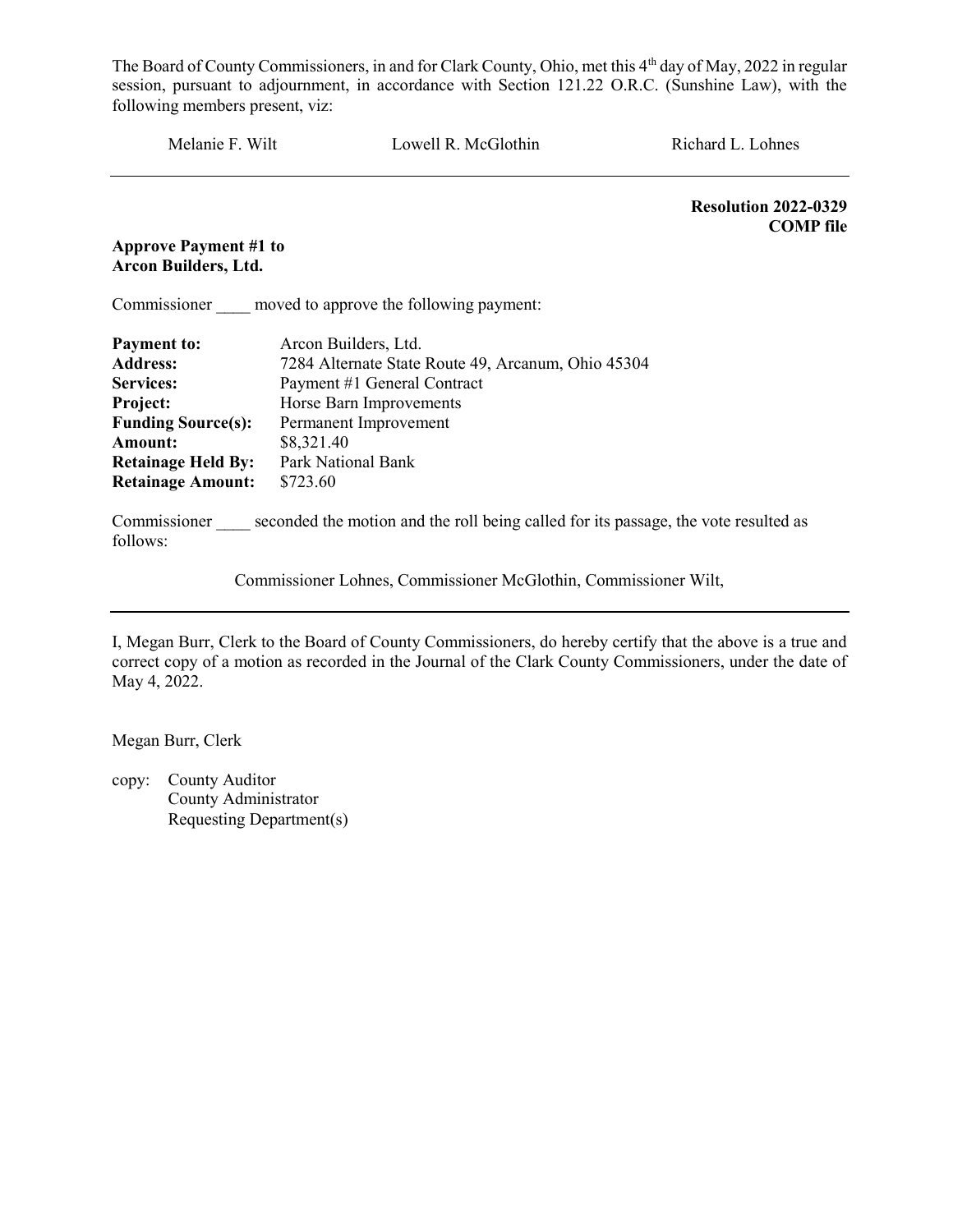The Board of County Commissioners, in and for Clark County, Ohio, met this 4th day of May, 2022 in regular session, pursuant to adjournment, in accordance with Section 121.22 O.R.C. (Sunshine Law), with the following members present, viz:

Melanie F. Wilt　　　　Lowell R. McGlothin　　　　Richard L. Lohnes

---

**Resolution 2022-0329**
**COMP file**

**Approve Payment #1 to**
**Arcon Builders, Ltd.**

Commissioner ____ moved to approve the following payment:

| | |
|---|---|
| **Payment to:** | Arcon Builders, Ltd. |
| **Address:** | 7284 Alternate State Route 49, Arcanum, Ohio 45304 |
| **Services:** | Payment #1 General Contract |
| **Project:** | Horse Barn Improvements |
| **Funding Source(s):** | Permanent Improvement |
| **Amount:** | $8,321.40 |
| **Retainage Held By:** | Park National Bank |
| **Retainage Amount:** | $723.60 |

Commissioner ____ seconded the motion and the roll being called for its passage, the vote resulted as follows:

Commissioner Lohnes, Commissioner McGlothin, Commissioner Wilt,

---

I, Megan Burr, Clerk to the Board of County Commissioners, do hereby certify that the above is a true and correct copy of a motion as recorded in the Journal of the Clark County Commissioners, under the date of May 4, 2022.

Megan Burr, Clerk

copy: County Auditor
County Administrator
Requesting Department(s)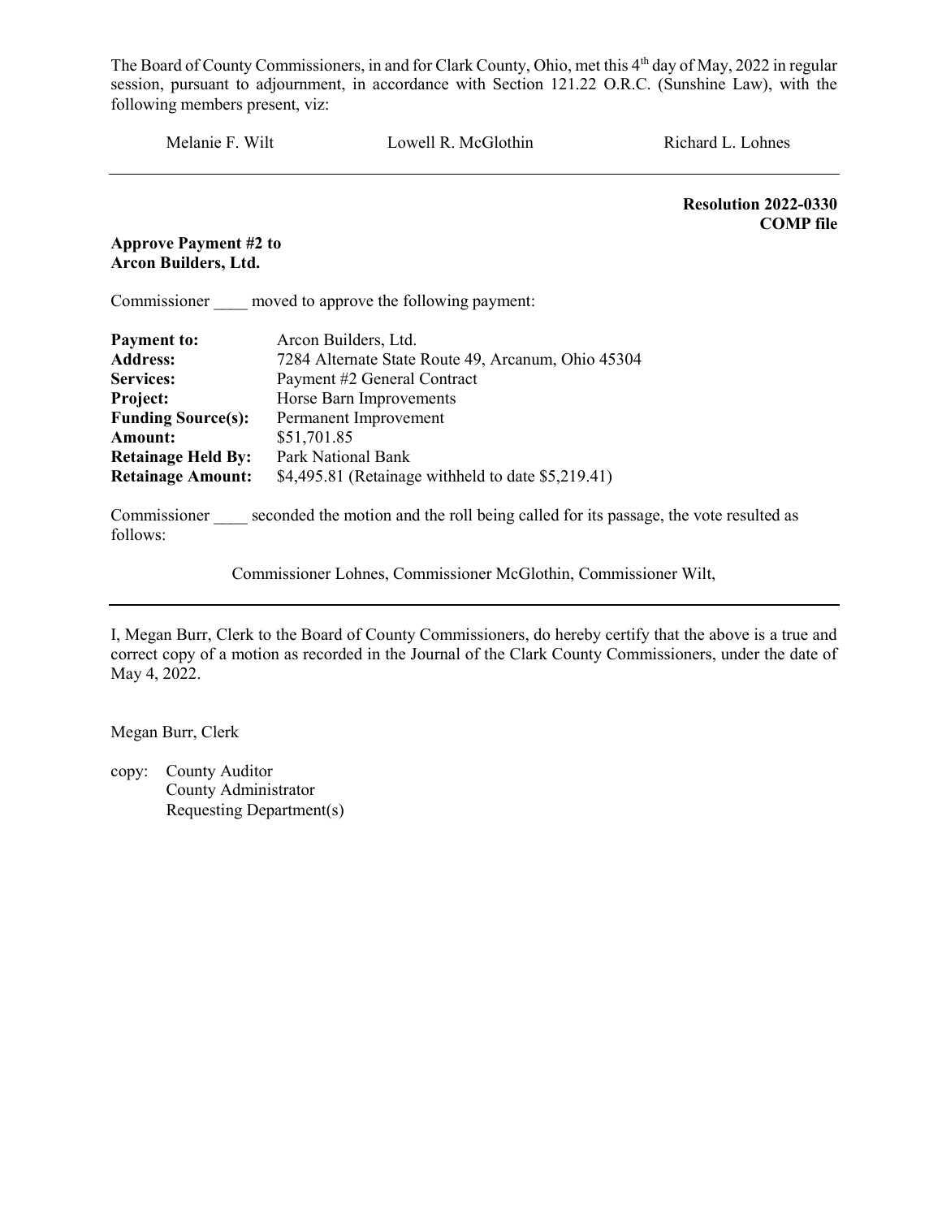The Board of County Commissioners, in and for Clark County, Ohio, met this 4th day of May, 2022 in regular session, pursuant to adjournment, in accordance with Section 121.22 O.R.C. (Sunshine Law), with the following members present, viz:

Melanie F. Wilt Lowell R. McGlothin Richard L. Lohnes

---

**Resolution 2022-0330**
**COMP file**

**Approve Payment #2 to Arcon Builders, Ltd.**

Commissioner ____ moved to approve the following payment:

| | |
|---|---|
| **Payment to:** | Arcon Builders, Ltd. |
| **Address:** | 7284 Alternate State Route 49, Arcanum, Ohio 45304 |
| **Services:** | Payment #2 General Contract |
| **Project:** | Horse Barn Improvements |
| **Funding Source(s):** | Permanent Improvement |
| **Amount:** | $51,701.85 |
| **Retainage Held By:** | Park National Bank |
| **Retainage Amount:** | $4,495.81 (Retainage withheld to date $5,219.41) |

Commissioner ____ seconded the motion and the roll being called for its passage, the vote resulted as follows:

Commissioner Lohnes, Commissioner McGlothin, Commissioner Wilt,

---

I, Megan Burr, Clerk to the Board of County Commissioners, do hereby certify that the above is a true and correct copy of a motion as recorded in the Journal of the Clark County Commissioners, under the date of May 4, 2022.

Megan Burr, Clerk

copy: County Auditor
County Administrator
Requesting Department(s)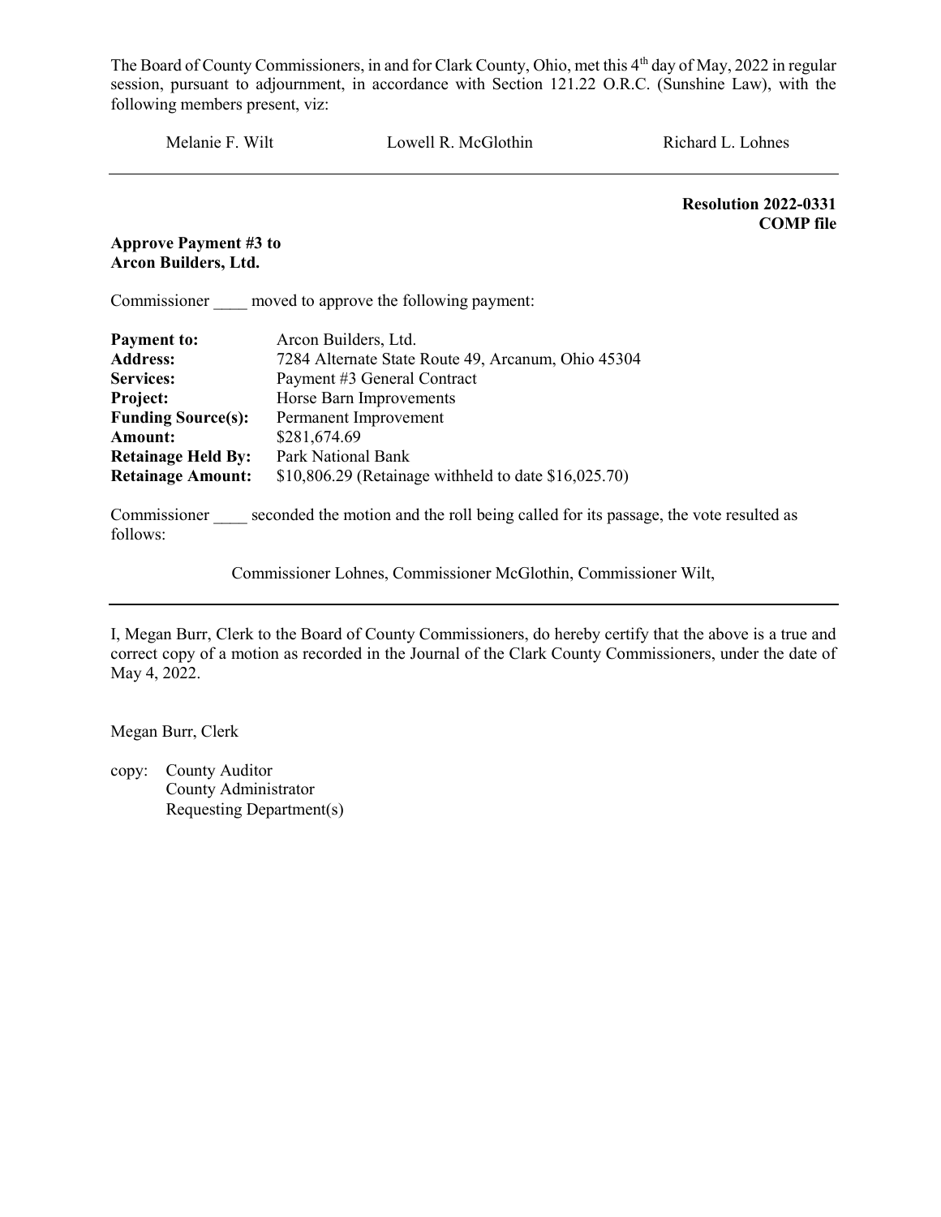The Board of County Commissioners, in and for Clark County, Ohio, met this 4th day of May, 2022 in regular session, pursuant to adjournment, in accordance with Section 121.22 O.R.C. (Sunshine Law), with the following members present, viz:

Melanie F. Wilt　　Lowell R. McGlothin　　Richard L. Lohnes

---

**Resolution 2022-0331**
**COMP file**

**Approve Payment #3 to Arcon Builders, Ltd.**

Commissioner ____ moved to approve the following payment:

| | |
|---|---|
| **Payment to:** | Arcon Builders, Ltd. |
| **Address:** | 7284 Alternate State Route 49, Arcanum, Ohio 45304 |
| **Services:** | Payment #3 General Contract |
| **Project:** | Horse Barn Improvements |
| **Funding Source(s):** | Permanent Improvement |
| **Amount:** | $281,674.69 |
| **Retainage Held By:** | Park National Bank |
| **Retainage Amount:** | $10,806.29 (Retainage withheld to date $16,025.70) |

Commissioner ____ seconded the motion and the roll being called for its passage, the vote resulted as follows:

Commissioner Lohnes, Commissioner McGlothin, Commissioner Wilt,

---

I, Megan Burr, Clerk to the Board of County Commissioners, do hereby certify that the above is a true and correct copy of a motion as recorded in the Journal of the Clark County Commissioners, under the date of May 4, 2022.

Megan Burr, Clerk

copy: County Auditor
County Administrator
Requesting Department(s)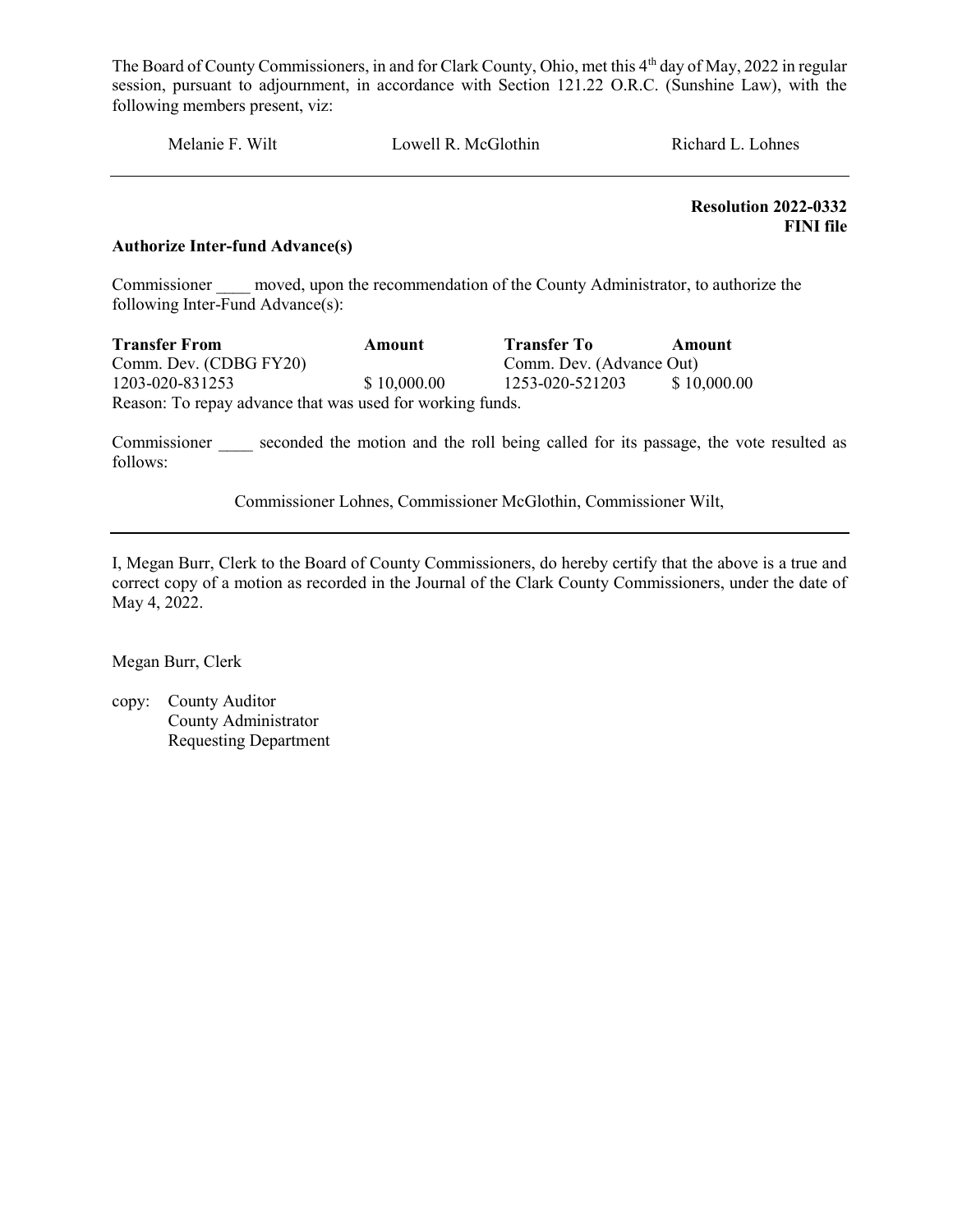The Board of County Commissioners, in and for Clark County, Ohio, met this 4th day of May, 2022 in regular session, pursuant to adjournment, in accordance with Section 121.22 O.R.C. (Sunshine Law), with the following members present, viz:

Melanie F. Wilt    Lowell R. McGlothin    Richard L. Lohnes

---

**Resolution 2022-0332**
**FINI file**

**Authorize Inter-fund Advance(s)**

Commissioner ____ moved, upon the recommendation of the County Administrator, to authorize the following Inter-Fund Advance(s):

| Transfer From | Amount | Transfer To | Amount |
|---|---|---|---|
| Comm. Dev. (CDBG FY20) | | Comm. Dev. (Advance Out) | |
| 1203-020-831253 | $ 10,000.00 | 1253-020-521203 | $ 10,000.00 |

Reason: To repay advance that was used for working funds.

Commissioner ____ seconded the motion and the roll being called for its passage, the vote resulted as follows:

Commissioner Lohnes, Commissioner McGlothin, Commissioner Wilt,

---

I, Megan Burr, Clerk to the Board of County Commissioners, do hereby certify that the above is a true and correct copy of a motion as recorded in the Journal of the Clark County Commissioners, under the date of May 4, 2022.

Megan Burr, Clerk

copy: County Auditor
County Administrator
Requesting Department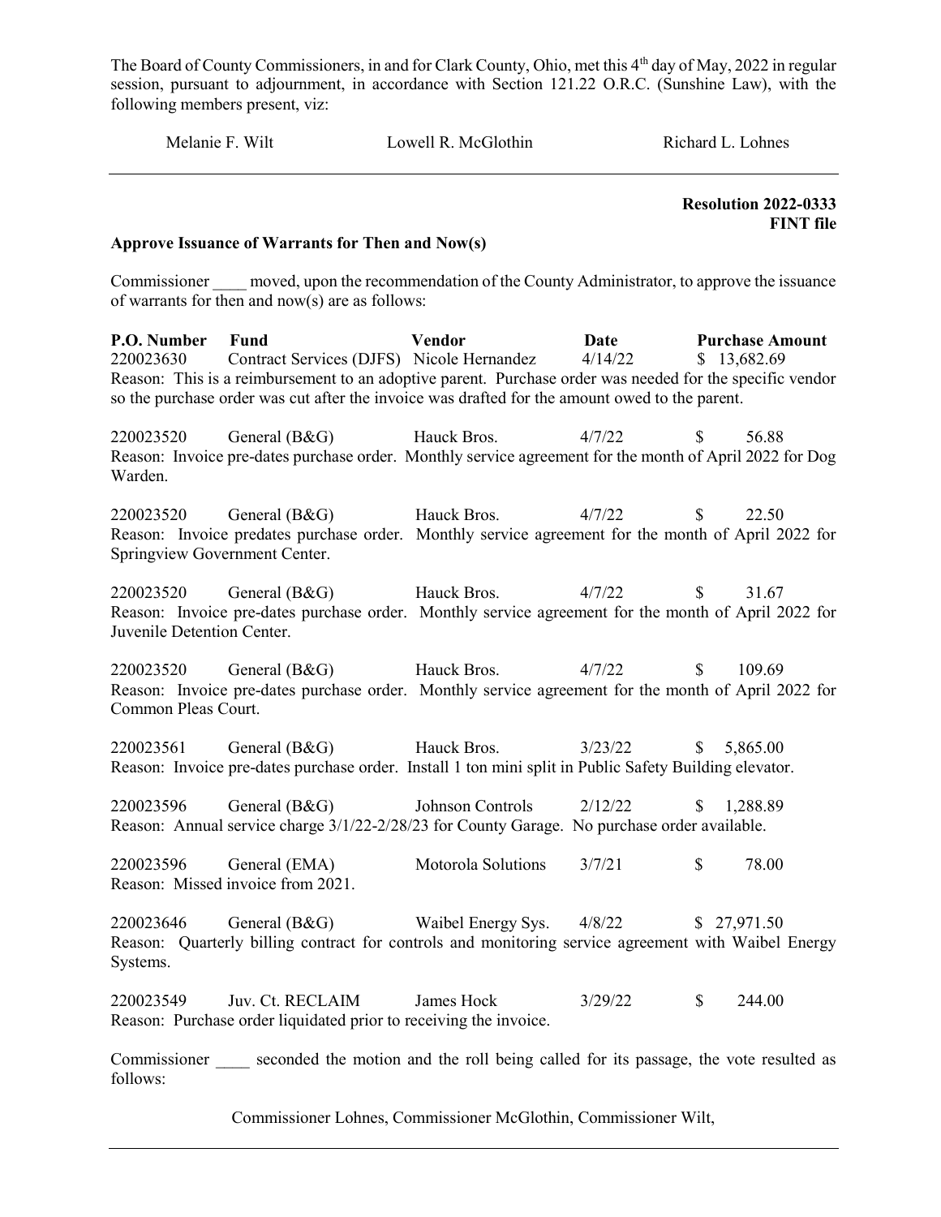The Board of County Commissioners, in and for Clark County, Ohio, met this 4th day of May, 2022 in regular session, pursuant to adjournment, in accordance with Section 121.22 O.R.C. (Sunshine Law), with the following members present, viz:

Melanie F. Wilt    Lowell R. McGlothin    Richard L. Lohnes

---

**Resolution 2022-0333**
**FINT file**

**Approve Issuance of Warrants for Then and Now(s)**

Commissioner ____ moved, upon the recommendation of the County Administrator, to approve the issuance of warrants for then and now(s) are as follows:

| P.O. Number | Fund | Vendor | Date | Purchase Amount |
|---|---|---|---|---|
| 220023630 | Contract Services (DJFS) | Nicole Hernandez | 4/14/22 | $ 13,682.69 |

Reason: This is a reimbursement to an adoptive parent. Purchase order was needed for the specific vendor so the purchase order was cut after the invoice was drafted for the amount owed to the parent.

| | | | | |
|---|---|---|---|---|
| 220023520 | General (B&G) | Hauck Bros. | 4/7/22 | $ 56.88 |

Reason: Invoice pre-dates purchase order. Monthly service agreement for the month of April 2022 for Dog Warden.

| | | | | |
|---|---|---|---|---|
| 220023520 | General (B&G) | Hauck Bros. | 4/7/22 | $ 22.50 |

Reason: Invoice predates purchase order. Monthly service agreement for the month of April 2022 for Springview Government Center.

| | | | | |
|---|---|---|---|---|
| 220023520 | General (B&G) | Hauck Bros. | 4/7/22 | $ 31.67 |

Reason: Invoice pre-dates purchase order. Monthly service agreement for the month of April 2022 for Juvenile Detention Center.

| | | | | |
|---|---|---|---|---|
| 220023520 | General (B&G) | Hauck Bros. | 4/7/22 | $ 109.69 |

Reason: Invoice pre-dates purchase order. Monthly service agreement for the month of April 2022 for Common Pleas Court.

| | | | | |
|---|---|---|---|---|
| 220023561 | General (B&G) | Hauck Bros. | 3/23/22 | $ 5,865.00 |

Reason: Invoice pre-dates purchase order. Install 1 ton mini split in Public Safety Building elevator.

| | | | | |
|---|---|---|---|---|
| 220023596 | General (B&G) | Johnson Controls | 2/12/22 | $ 1,288.89 |

Reason: Annual service charge 3/1/22-2/28/23 for County Garage. No purchase order available.

| | | | | |
|---|---|---|---|---|
| 220023596 | General (EMA) | Motorola Solutions | 3/7/21 | $ 78.00 |

Reason: Missed invoice from 2021.

| | | | | |
|---|---|---|---|---|
| 220023646 | General (B&G) | Waibel Energy Sys. | 4/8/22 | $ 27,971.50 |

Reason: Quarterly billing contract for controls and monitoring service agreement with Waibel Energy Systems.

| | | | | |
|---|---|---|---|---|
| 220023549 | Juv. Ct. RECLAIM | James Hock | 3/29/22 | $ 244.00 |

Reason: Purchase order liquidated prior to receiving the invoice.

Commissioner ____ seconded the motion and the roll being called for its passage, the vote resulted as follows:

Commissioner Lohnes, Commissioner McGlothin, Commissioner Wilt,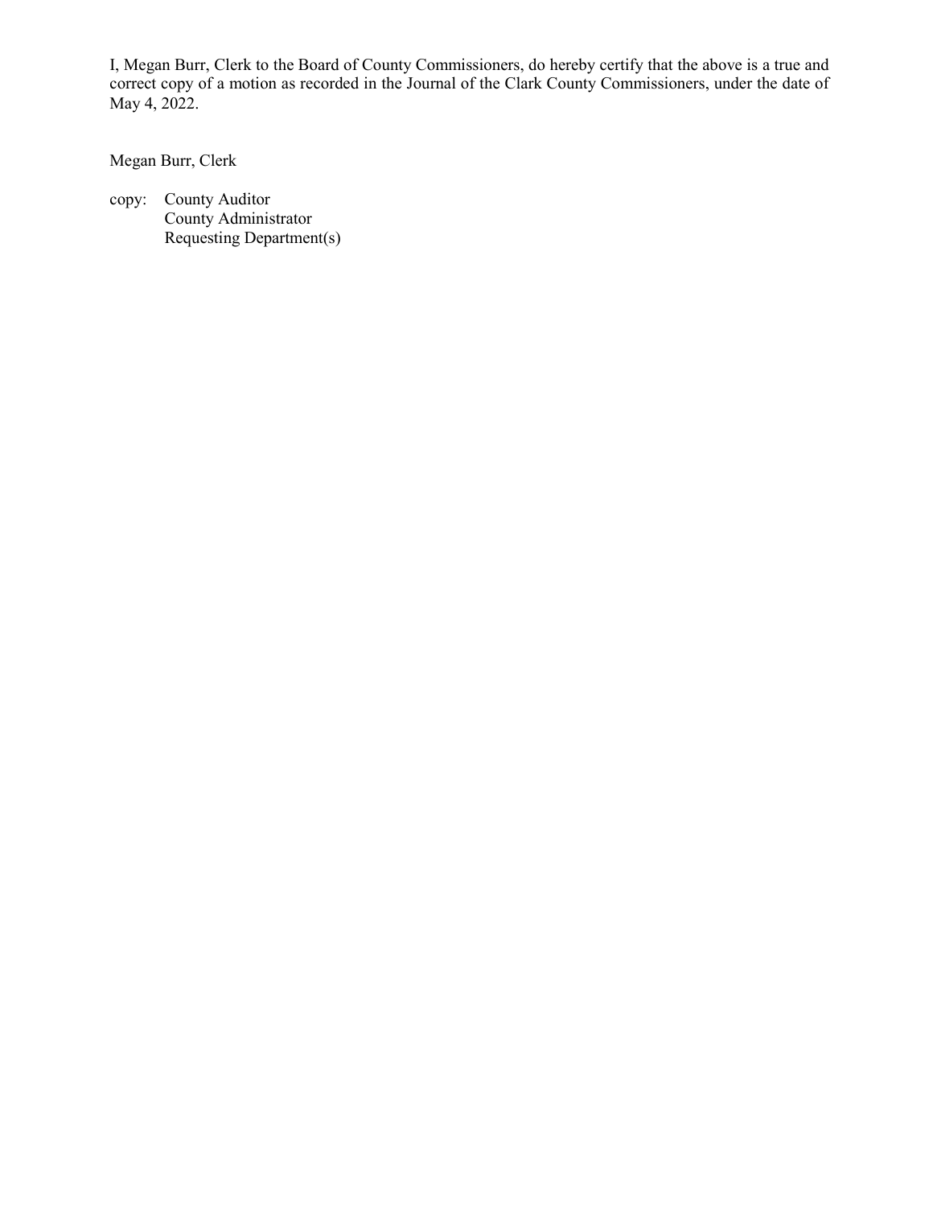I, Megan Burr, Clerk to the Board of County Commissioners, do hereby certify that the above is a true and correct copy of a motion as recorded in the Journal of the Clark County Commissioners, under the date of May 4, 2022.

Megan Burr, Clerk

copy: County Auditor
County Administrator
Requesting Department(s)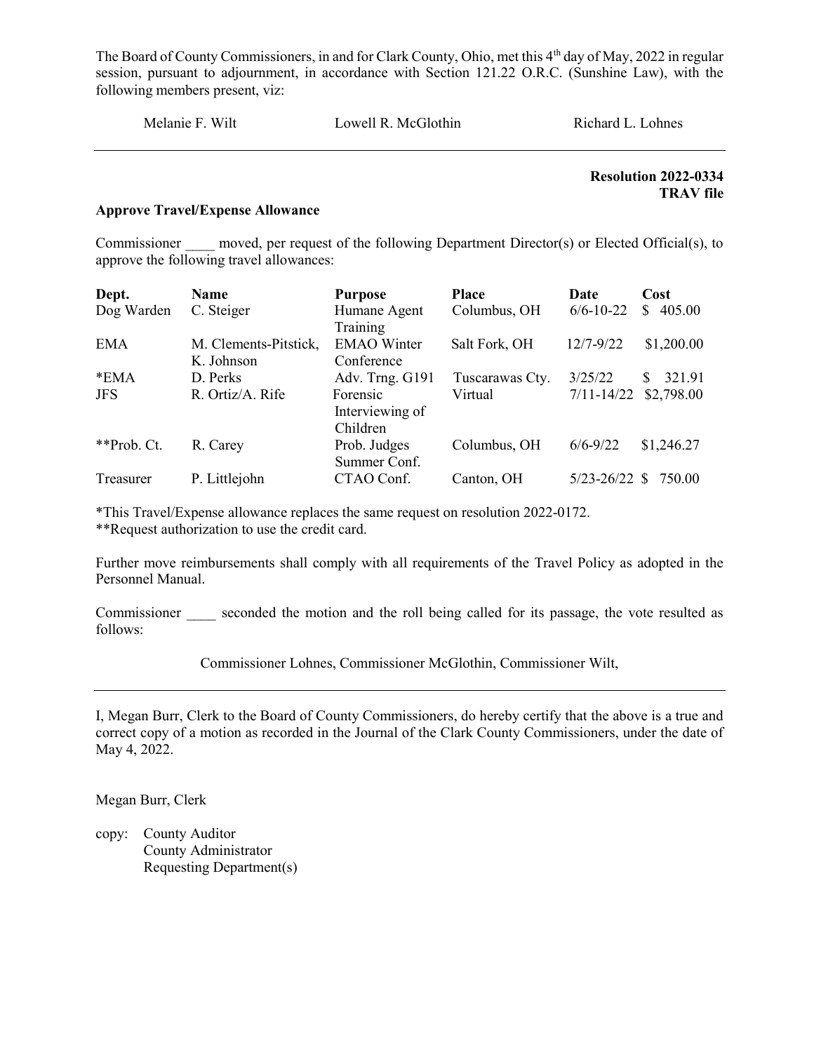The Board of County Commissioners, in and for Clark County, Ohio, met this 4th day of May, 2022 in regular session, pursuant to adjournment, in accordance with Section 121.22 O.R.C. (Sunshine Law), with the following members present, viz:

Melanie F. Wilt　　　　Lowell R. McGlothin　　　　Richard L. Lohnes

---

**Resolution 2022-0334**
**TRAV file**

**Approve Travel/Expense Allowance**

Commissioner ____ moved, per request of the following Department Director(s) or Elected Official(s), to approve the following travel allowances:

| Dept. | Name | Purpose | Place | Date | Cost |
|---|---|---|---|---|---|
| Dog Warden | C. Steiger | Humane Agent Training | Columbus, OH | 6/6-10-22 | $ 405.00 |
| EMA | M. Clements-Pitstick, K. Johnson | EMAO Winter Conference | Salt Fork, OH | 12/7-9/22 | $1,200.00 |
| *EMA | D. Perks | Adv. Trng. G191 | Tuscarawas Cty. | 3/25/22 | $ 321.91 |
| JFS | R. Ortiz/A. Rife | Forensic Interviewing of Children | Virtual | 7/11-14/22 | $2,798.00 |
| **Prob. Ct. | R. Carey | Prob. Judges Summer Conf. | Columbus, OH | 6/6-9/22 | $1,246.27 |
| Treasurer | P. Littlejohn | CTAO Conf. | Canton, OH | 5/23-26/22 | $ 750.00 |

*This Travel/Expense allowance replaces the same request on resolution 2022-0172.
**Request authorization to use the credit card.

Further move reimbursements shall comply with all requirements of the Travel Policy as adopted in the Personnel Manual.

Commissioner ____ seconded the motion and the roll being called for its passage, the vote resulted as follows:

Commissioner Lohnes, Commissioner McGlothin, Commissioner Wilt,

---

I, Megan Burr, Clerk to the Board of County Commissioners, do hereby certify that the above is a true and correct copy of a motion as recorded in the Journal of the Clark County Commissioners, under the date of May 4, 2022.

Megan Burr, Clerk

copy: County Auditor
County Administrator
Requesting Department(s)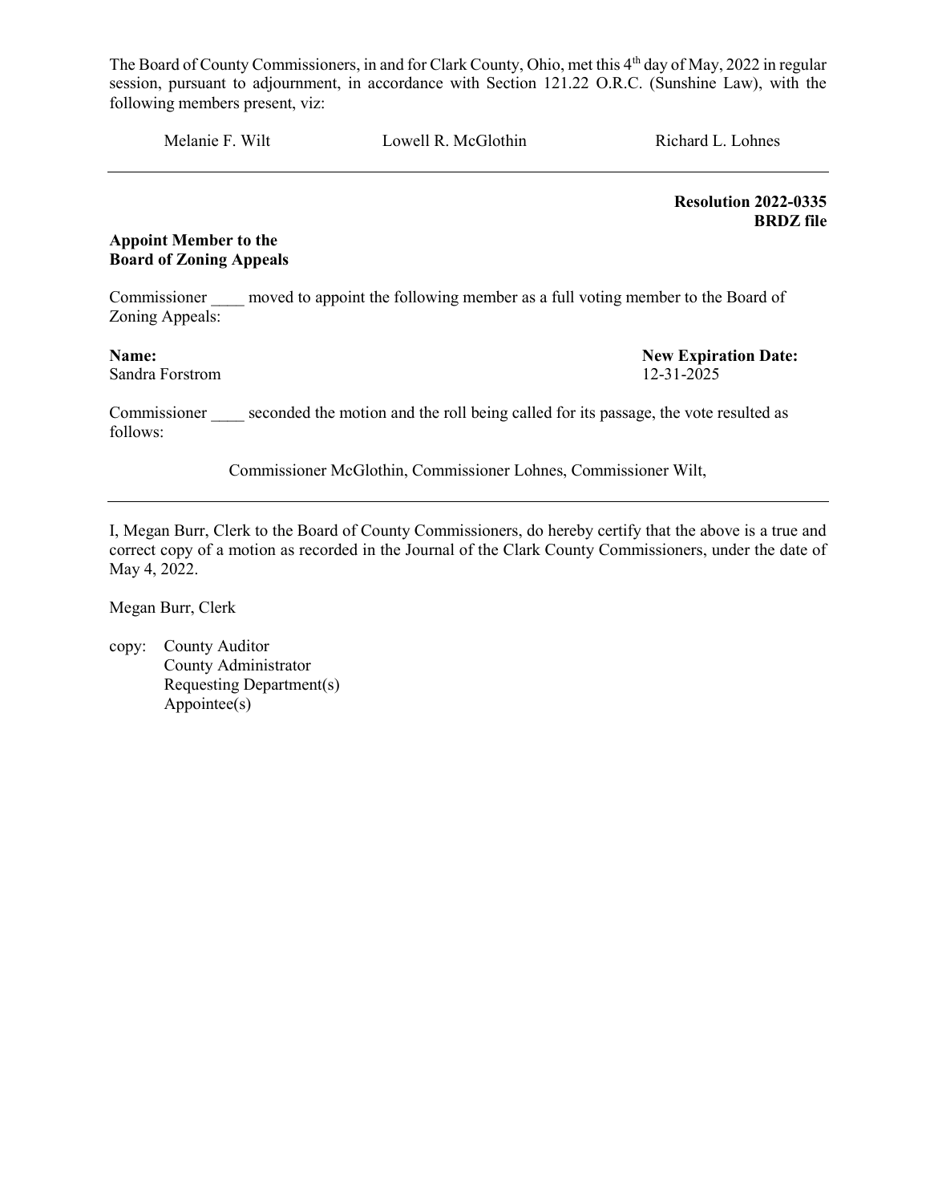The Board of County Commissioners, in and for Clark County, Ohio, met this 4th day of May, 2022 in regular session, pursuant to adjournment, in accordance with Section 121.22 O.R.C. (Sunshine Law), with the following members present, viz:

Melanie F. Wilt    Lowell R. McGlothin    Richard L. Lohnes

---

**Resolution 2022-0335**
**BRDZ file**

**Appoint Member to the Board of Zoning Appeals**

Commissioner ____ moved to appoint the following member as a full voting member to the Board of Zoning Appeals:

| **Name:** | **New Expiration Date:** |
|---|---|
| Sandra Forstrom | 12-31-2025 |

Commissioner ____ seconded the motion and the roll being called for its passage, the vote resulted as follows:

Commissioner McGlothin, Commissioner Lohnes, Commissioner Wilt,

---

I, Megan Burr, Clerk to the Board of County Commissioners, do hereby certify that the above is a true and correct copy of a motion as recorded in the Journal of the Clark County Commissioners, under the date of May 4, 2022.

Megan Burr, Clerk

copy: County Auditor
County Administrator
Requesting Department(s)
Appointee(s)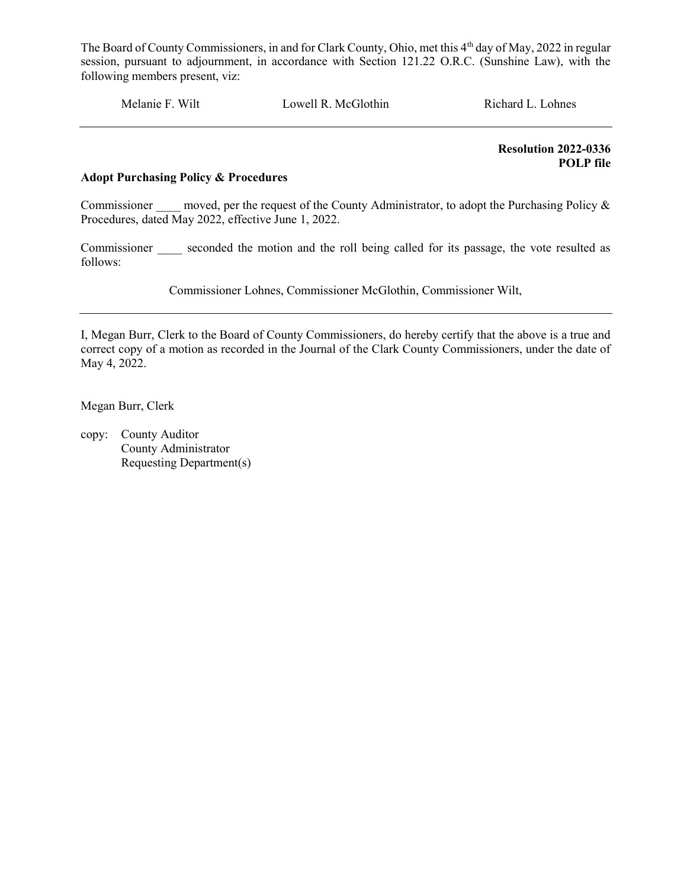The Board of County Commissioners, in and for Clark County, Ohio, met this 4th day of May, 2022 in regular session, pursuant to adjournment, in accordance with Section 121.22 O.R.C. (Sunshine Law), with the following members present, viz:

Melanie F. Wilt    Lowell R. McGlothin    Richard L. Lohnes

---

**Resolution 2022-0336**
**POLP file**

**Adopt Purchasing Policy & Procedures**

Commissioner ____ moved, per the request of the County Administrator, to adopt the Purchasing Policy & Procedures, dated May 2022, effective June 1, 2022.

Commissioner ____ seconded the motion and the roll being called for its passage, the vote resulted as follows:

Commissioner Lohnes, Commissioner McGlothin, Commissioner Wilt,

---

I, Megan Burr, Clerk to the Board of County Commissioners, do hereby certify that the above is a true and correct copy of a motion as recorded in the Journal of the Clark County Commissioners, under the date of May 4, 2022.

Megan Burr, Clerk

copy: County Auditor
County Administrator
Requesting Department(s)